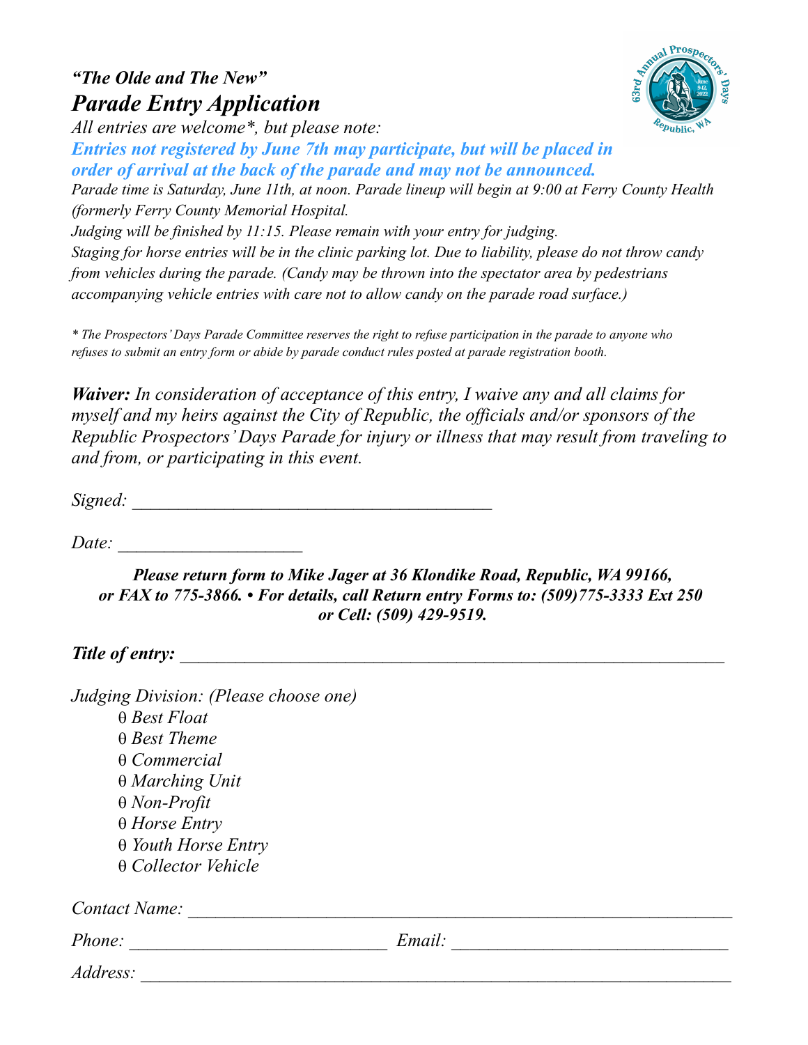## *"The Olde and The New"*

# *Parade Entry Application*

*All entries are welcome\*, but please note:*

***Entries not registered by June 7th may participate, but will be placed in order of arrival at the back of the parade and may not be announced.***

*Parade time is Saturday, June 11th, at noon. Parade lineup will begin at 9:00 at Ferry County Health (formerly Ferry County Memorial Hospital.*

*Judging will be finished by 11:15. Please remain with your entry for judging.*

*Staging for horse entries will be in the clinic parking lot. Due to liability, please do not throw candy from vehicles during the parade. (Candy may be thrown into the spectator area by pedestrians accompanying vehicle entries with care not to allow candy on the parade road surface.)*

*\* The Prospectors' Days Parade Committee reserves the right to refuse participation in the parade to anyone who refuses to submit an entry form or abide by parade conduct rules posted at parade registration booth.*

***Waiver:*** *In consideration of acceptance of this entry, I waive any and all claims for myself and my heirs against the City of Republic, the officials and/or sponsors of the Republic Prospectors' Days Parade for injury or illness that may result from traveling to and from, or participating in this event.*

*Signed:* _______________________________________

*Date:* ____________________

***Please return form to Mike Jager at 36 Klondike Road, Republic, WA 99166, or FAX to 775-3866. • For details, call Return entry Forms to: (509)775-3333 Ext 250 or Cell: (509) 429-9519.***

***Title of entry:*** ____________________________________________________________

*Judging Division: (Please choose one)*

- θ *Best Float*
- θ *Best Theme*
- θ *Commercial*
- θ *Marching Unit*
- θ *Non-Profit*
- θ *Horse Entry*
- θ *Youth Horse Entry*
- θ *Collector Vehicle*

*Contact Name:* ____________________________________________________________

*Phone:* ____________________________ *Email:* ______________________________

*Address:* _________________________________________________________________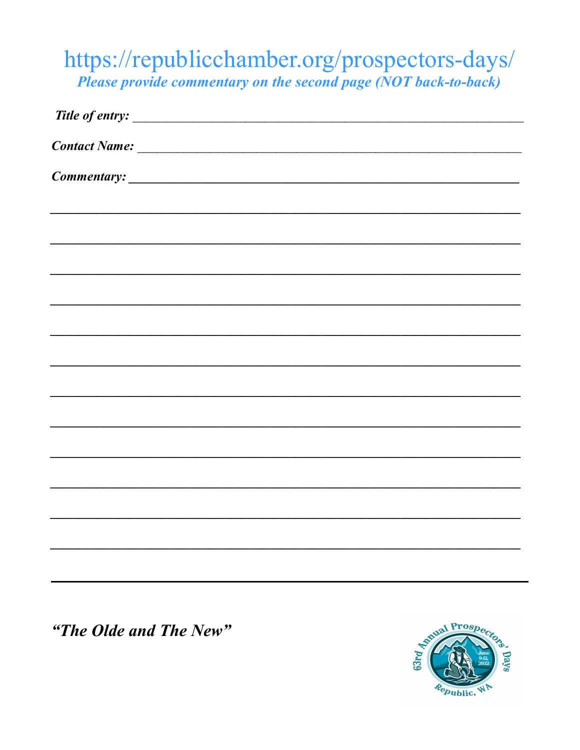https://republicchamber.org/prospectors-days/

***Please provide commentary on the second page (NOT back-to-back)***

***Title of entry:*** ____________________________________________________________

***Contact Name:*** ____________________________________________________________

***Commentary:*** ____________________________________________________________

________________________________________________________________________

________________________________________________________________________

________________________________________________________________________

________________________________________________________________________

________________________________________________________________________

________________________________________________________________________

________________________________________________________________________

________________________________________________________________________

________________________________________________________________________

________________________________________________________________________

________________________________________________________________________

________________________________________________________________________

________________________________________________________________________

***"The Olde and The New"***

63rd Annual Prospectors' Days

June 9-12, 2022

Republic, WA